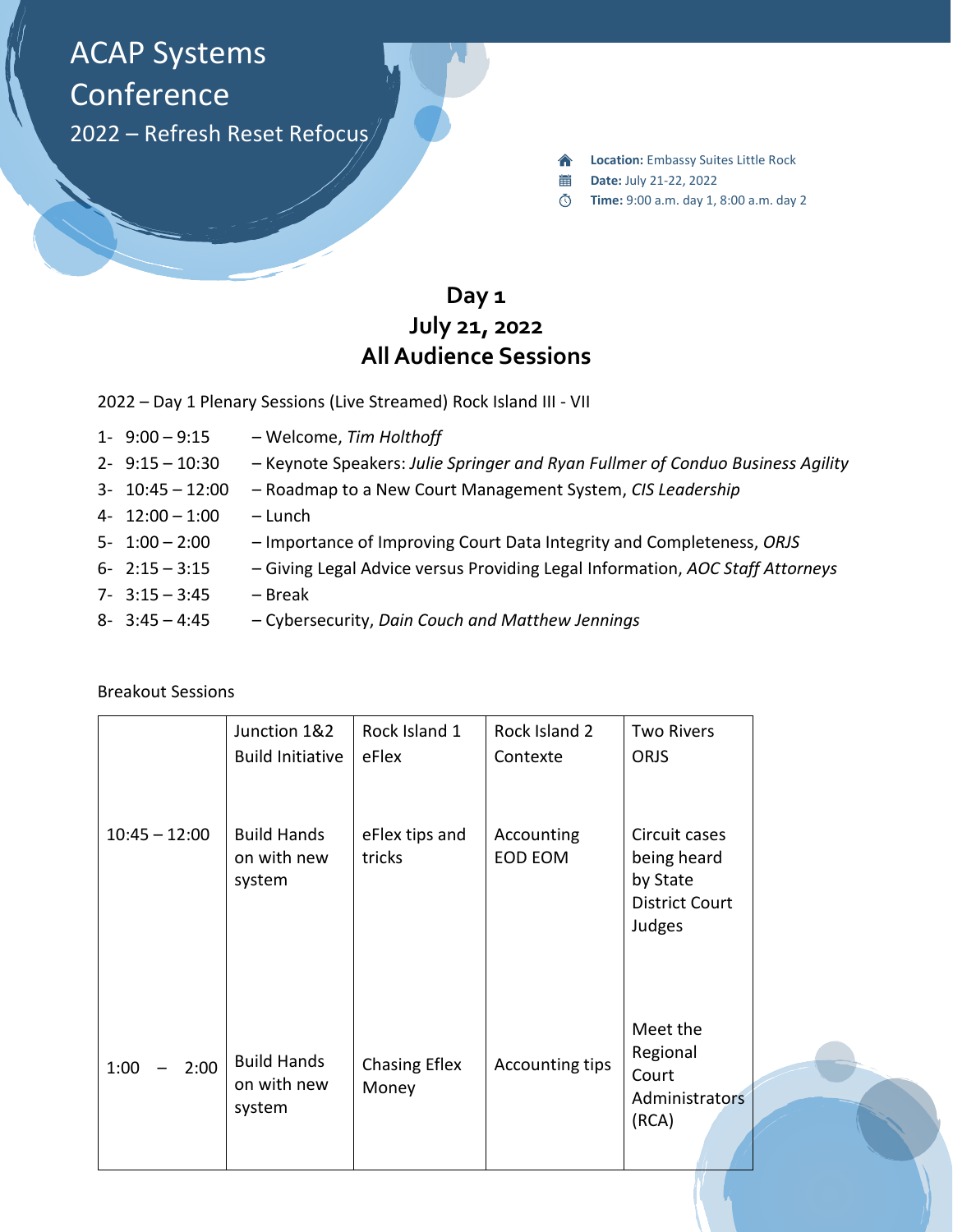# ACAP Systems Conference

## 2022 – Refresh Reset Refocus

**Location:** Embassy Suites Little Rock
**Date:** July 21-22, 2022
**Time:** 9:00 a.m. day 1, 8:00 a.m. day 2

## Day 1
## July 21, 2022
## All Audience Sessions

2022 – Day 1 Plenary Sessions (Live Streamed) Rock Island III - VII

1- 9:00 – 9:15 – Welcome, *Tim Holthoff*
2- 9:15 – 10:30 – Keynote Speakers: *Julie Springer and Ryan Fullmer of Conduo Business Agility*
3- 10:45 – 12:00 – Roadmap to a New Court Management System, *CIS Leadership*
4- 12:00 – 1:00 – Lunch
5- 1:00 – 2:00 – Importance of Improving Court Data Integrity and Completeness, *ORJS*
6- 2:15 – 3:15 – Giving Legal Advice versus Providing Legal Information, *AOC Staff Attorneys*
7- 3:15 – 3:45 – Break
8- 3:45 – 4:45 – Cybersecurity, *Dain Couch and Matthew Jennings*

Breakout Sessions

| | Junction 1&2 Build Initiative | Rock Island 1 eFlex | Rock Island 2 Contexte | Two Rivers ORJS |
|---|---|---|---|---|
| 10:45 – 12:00 | Build Hands on with new system | eFlex tips and tricks | Accounting EOD EOM | Circuit cases being heard by State District Court Judges |
| 1:00 – 2:00 | Build Hands on with new system | Chasing Eflex Money | Accounting tips | Meet the Regional Court Administrators (RCA) |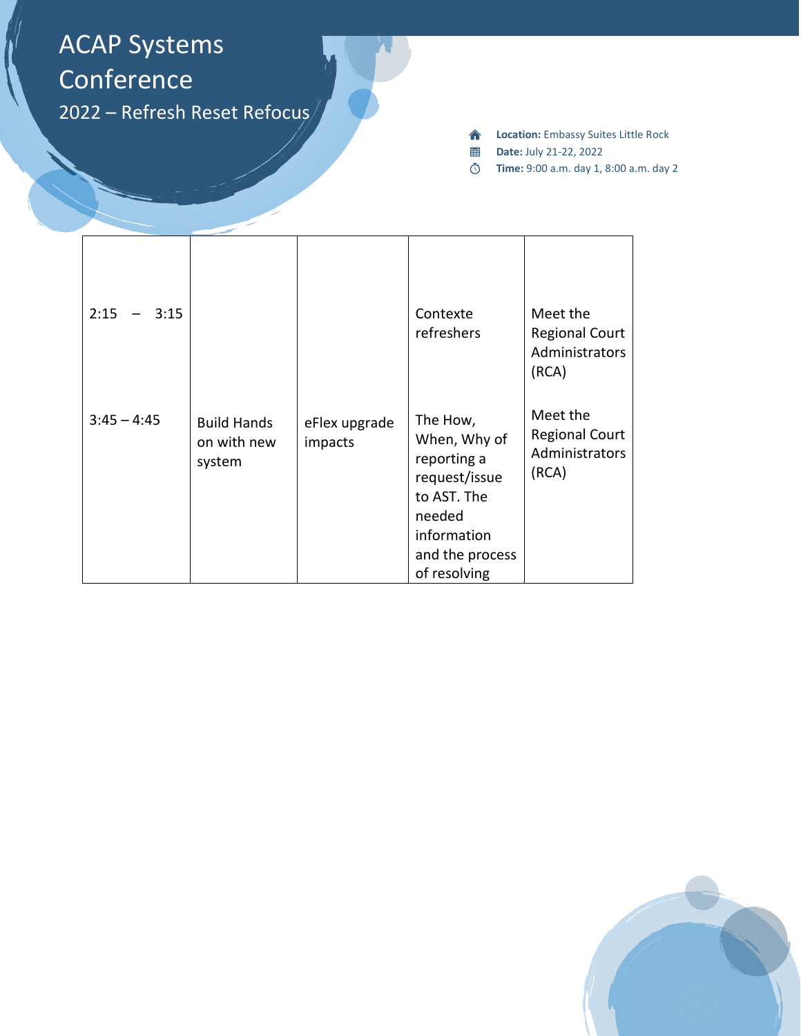# ACAP Systems Conference

## 2022 – Refresh Reset Refocus

- **Location:** Embassy Suites Little Rock
- **Date:** July 21-22, 2022
- **Time:** 9:00 a.m. day 1, 8:00 a.m. day 2

| | | | | |
|---|---|---|---|---|
| 2:15 – 3:15 | | | Contexte refreshers | Meet the Regional Court Administrators (RCA) |
| 3:45 – 4:45 | Build Hands on with new system | eFlex upgrade impacts | The How, When, Why of reporting a request/issue to AST. The needed information and the process of resolving | Meet the Regional Court Administrators (RCA) |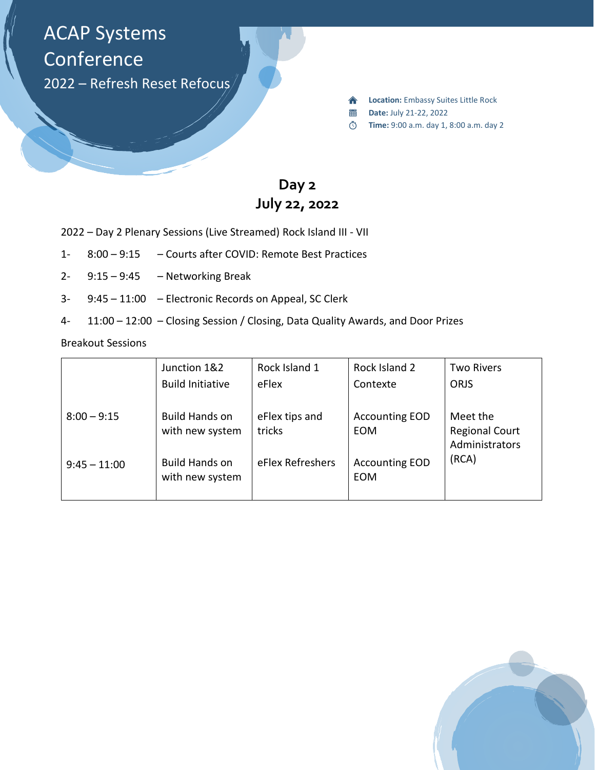# ACAP Systems Conference

2022 – Refresh Reset Refocus

**Location:** Embassy Suites Little Rock
**Date:** July 21-22, 2022
**Time:** 9:00 a.m. day 1, 8:00 a.m. day 2

## Day 2
## July 22, 2022

2022 – Day 2 Plenary Sessions (Live Streamed) Rock Island III - VII

1- 8:00 – 9:15 – Courts after COVID: Remote Best Practices

2- 9:15 – 9:45 – Networking Break

3- 9:45 – 11:00 – Electronic Records on Appeal, SC Clerk

4- 11:00 – 12:00 – Closing Session / Closing, Data Quality Awards, and Door Prizes

Breakout Sessions

| | Junction 1&2<br>Build Initiative | Rock Island 1<br>eFlex | Rock Island 2<br>Contexte | Two Rivers<br>ORJS |
|---|---|---|---|---|
| 8:00 – 9:15 | Build Hands on with new system | eFlex tips and tricks | Accounting EOD EOM | Meet the Regional Court Administrators (RCA) |
| 9:45 – 11:00 | Build Hands on with new system | eFlex Refreshers | Accounting EOD EOM | |